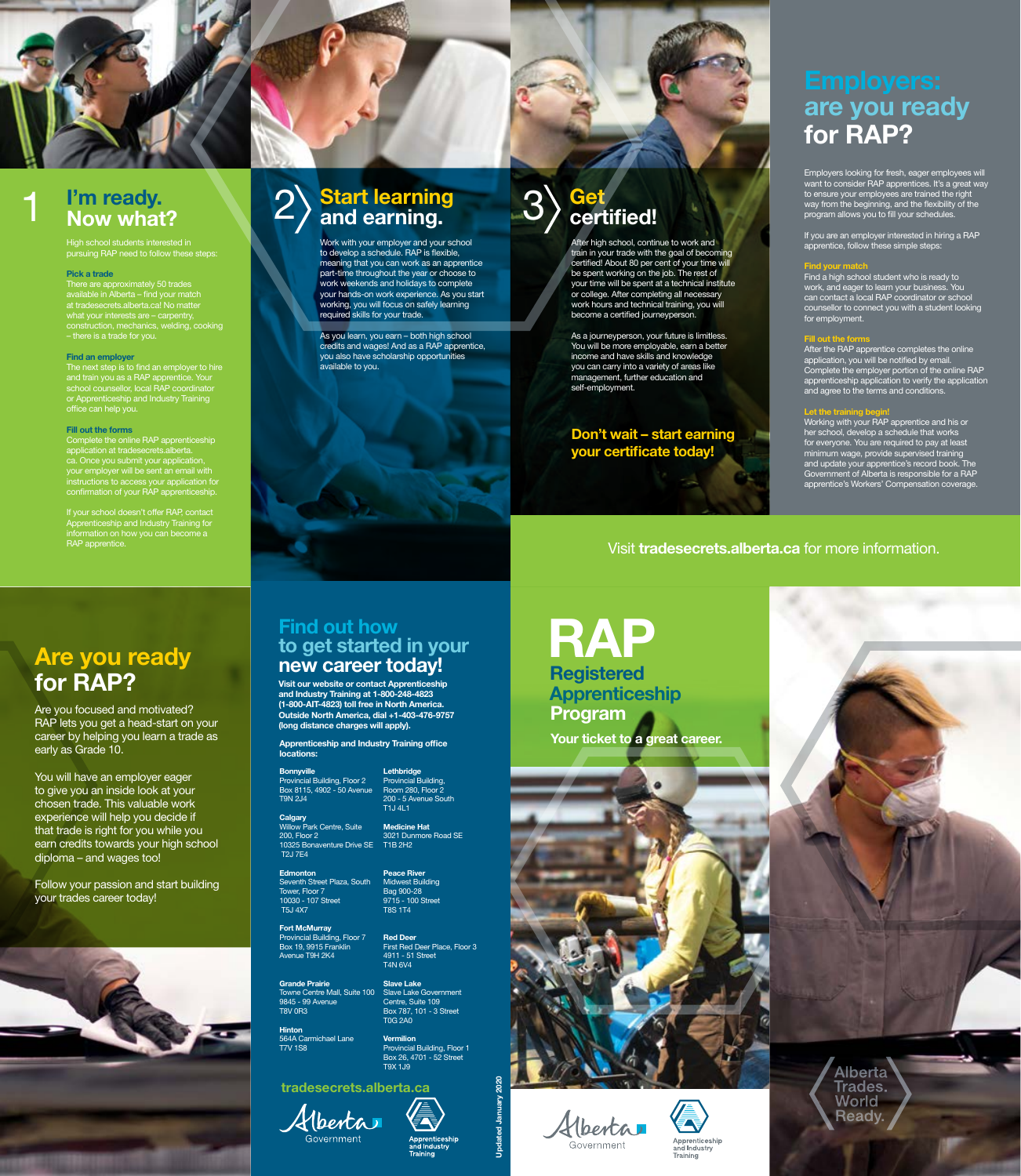# 1 I'm ready. Now what?

High school students interested in pursuing RAP need to follow these steps:

**Pick a trade**
There are approximately 50 trades available in Alberta – find your match at tradesecrets.alberta.ca! No matter what your interests are – carpentry, construction, mechanics, welding, cooking – there is a trade for you.

**Find an employer**
The next step is to find an employer to hire and train you as a RAP apprentice. Your school counsellor, local RAP coordinator or Apprenticeship and Industry Training office can help you.

**Fill out the forms**
Complete the online RAP apprenticeship application at tradesecrets.alberta.ca. Once you submit your application, your employer will be sent an email with instructions to access your application for confirmation of your RAP apprenticeship.

If your school doesn't offer RAP, contact Apprenticeship and Industry Training for information on how you can become a RAP apprentice.

# 2 Start learning and earning.

Work with your employer and your school to develop a schedule. RAP is flexible, meaning that you can work as an apprentice part-time throughout the year or choose to work weekends and holidays to complete your hands-on work experience. As you start working, you will focus on safely learning required skills for your trade.

As you learn, you earn – both high school credits and wages! And as a RAP apprentice, you also have scholarship opportunities available to you.

# 3 Get certified!

After high school, continue to work and train in your trade with the goal of becoming certified! About 80 per cent of your time will be spent working on the job. The rest of your time will be spent at a technical institute or college. After completing all necessary work hours and technical training, you will become a certified journeyperson.

As a journeyperson, your future is limitless. You will be more employable, earn a better income and have skills and knowledge you can carry into a variety of areas like management, further education and self-employment.

**Don't wait – start earning your certificate today!**

# Employers: are you ready for RAP?

Employers looking for fresh, eager employees will want to consider RAP apprentices. It's a great way to ensure your employees are trained the right way from the beginning, and the flexibility of the program allows you to fill your schedules.

If you are an employer interested in hiring a RAP apprentice, follow these simple steps:

**Find your match**
Find a high school student who is ready to work, and eager to learn your business. You can contact a local RAP coordinator or school counsellor to connect you with a student looking for employment.

**Fill out the forms**
After the RAP apprentice completes the online application, you will be notified by email. Complete the employer portion of the online RAP apprenticeship application to verify the application and agree to the terms and conditions.

**Let the training begin!**
Working with your RAP apprentice and his or her school, develop a schedule that works for everyone. You are required to pay at least minimum wage, provide supervised training and update your apprentice's record book. The Government of Alberta is responsible for a RAP apprentice's Workers' Compensation coverage.

Visit **tradesecrets.alberta.ca** for more information.

# Are you ready for RAP?

Are you focused and motivated? RAP lets you get a head-start on your career by helping you learn a trade as early as Grade 10.

You will have an employer eager to give you an inside look at your chosen trade. This valuable work experience will help you decide if that trade is right for you while you earn credits towards your high school diploma – and wages too!

Follow your passion and start building your trades career today!

# Find out how to get started in your new career today!

**Visit our website or contact Apprenticeship and Industry Training at 1-800-248-4823 (1-800-AIT-4823) toll free in North America. Outside North America, dial +1-403-476-9757 (long distance charges will apply).**

**Apprenticeship and Industry Training office locations:**

**Bonnyville**
Provincial Building, Floor 2
Box 8115, 4902 - 50 Avenue
T9N 2J4

**Calgary**
Willow Park Centre, Suite 200, Floor 2
10325 Bonaventure Drive SE
T2J 7E4

**Edmonton**
Seventh Street Plaza, South Tower, Floor 7
10030 - 107 Street
T5J 4X7

**Fort McMurray**
Provincial Building, Floor 7
Box 19, 9915 Franklin Avenue T9H 2K4

**Grande Prairie**
Towne Centre Mall, Suite 100
9845 - 99 Avenue
T8V 0R3

**Hinton**
564A Carmichael Lane
T7V 1S8

**Lethbridge**
Provincial Building, Room 280, Floor 2
200 - 5 Avenue South
T1J 4L1

**Medicine Hat**
3021 Dunmore Road SE
T1B 2H2

**Peace River**
Midwest Building
Bag 900-28
9715 - 100 Street
T8S 1T4

**Red Deer**
First Red Deer Place, Floor 3
4911 - 51 Street
T4N 6V4

**Slave Lake**
Slave Lake Government Centre, Suite 109
Box 787, 101 - 3 Street
T0G 2A0

**Vermilion**
Provincial Building, Floor 1
Box 26, 4701 - 52 Street
T9X 1J9

**tradesecrets.alberta.ca**

Alberta Government
Apprenticeship and Industry Training

Updated January 2020

# RAP
## Registered Apprenticeship Program

**Your ticket to a great career.**

Alberta Government
Apprenticeship and Industry Training

Alberta Trades. World Ready.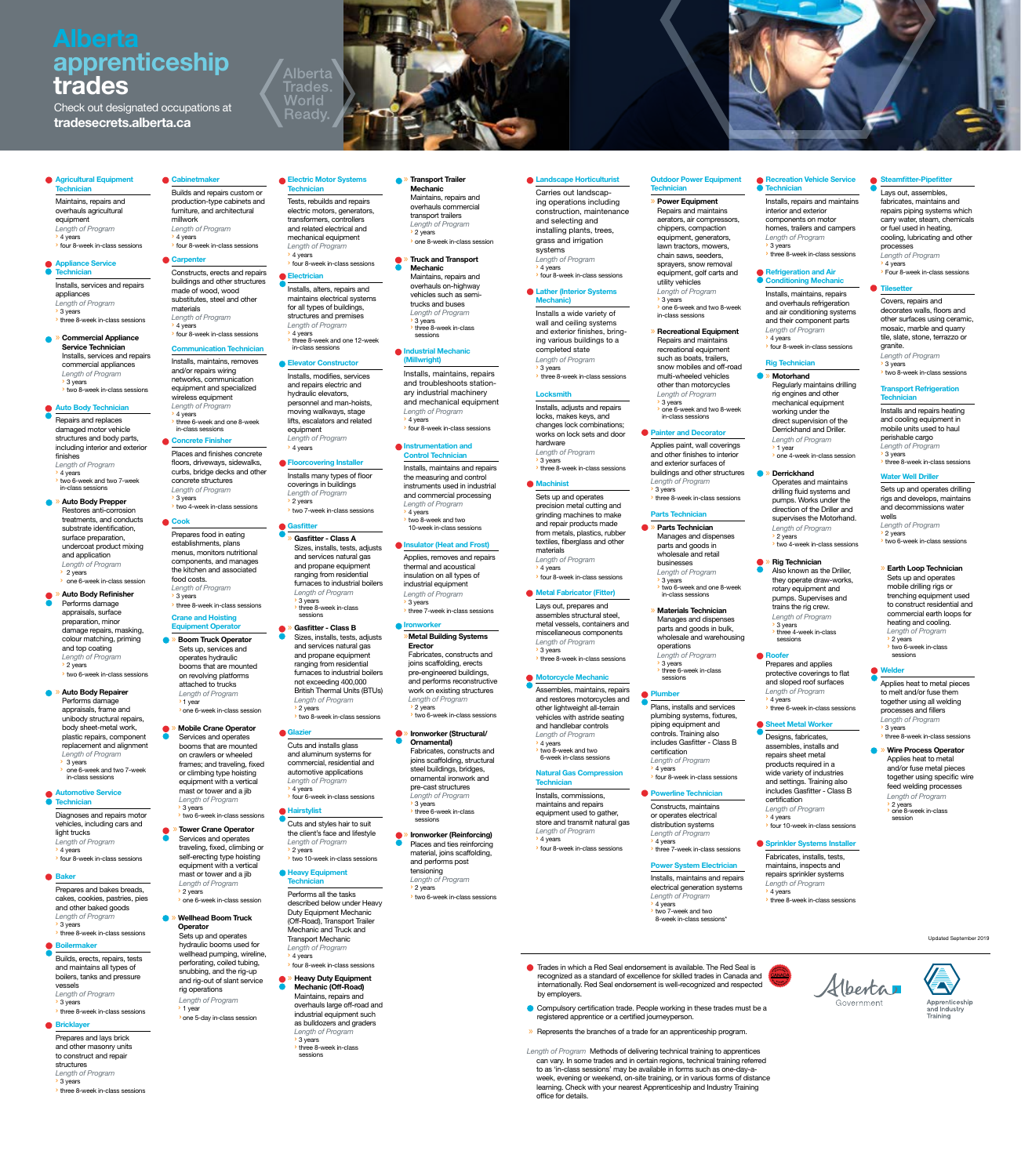# Alberta apprenticeship trades

Check out designated occupations at **tradesecrets.alberta.ca**

Alberta Trades. World Ready.

## Agricultural Equipment Technician

Maintains, repairs and overhauls agricultural equipment

*Length of Program*

› 4 years

› four 8-week in-class sessions

## Appliance Service Technician

Installs, services and repairs appliances

*Length of Program*

› 3 years

› three 8-week in-class sessions

### » Commercial Appliance Service Technician

Installs, services and repairs commercial appliances

*Length of Program*

› 3 years

› two 8-week in-class sessions

## Auto Body Technician

Repairs and replaces damaged motor vehicle structures and body parts, including interior and exterior finishes

*Length of Program*

› 4 years

› two 6-week and two 7-week in-class sessions

### » Auto Body Prepper

Restores anti-corrosion treatments, and conducts substrate identification, surface preparation, undercoat product mixing and application

*Length of Program*

› 2 years

› one 6-week in-class session

### » Auto Body Refinisher

Performs damage appraisals, surface preparation, minor damage repairs, masking, colour matching, priming and top coating

*Length of Program*

› 2 years

› two 6-week in-class sessions

### » Auto Body Repairer

Performs damage appraisals, frame and unibody structural repairs, body sheet-metal work, plastic repairs, component replacement and alignment

*Length of Program*

› 3 years

› one 6-week and two 7-week in-class sessions

## Automotive Service Technician

Diagnoses and repairs motor vehicles, including cars and light trucks

*Length of Program*

› 4 years

› four 8-week in-class sessions

## Baker

Prepares and bakes breads, cakes, cookies, pastries, pies and other baked goods

*Length of Program*

› 3 years

› three 8-week in-class sessions

## Boilermaker

Builds, erects, repairs, tests and maintains all types of boilers, tanks and pressure vessels

*Length of Program*

› 3 years

› three 8-week in-class sessions

## Bricklayer

Prepares and lays brick and other masonry units to construct and repair structures

*Length of Program*

› 3 years

› three 8-week in-class sessions

## Cabinetmaker

Builds and repairs custom or production-type cabinets and furniture, and architectural millwork

*Length of Program*

› 4 years

› four 8-week in-class sessions

## Carpenter

Constructs, erects and repairs buildings and other structures made of wood, wood substitutes, steel and other materials

*Length of Program*

› 4 years

› four 8-week in-class sessions

## Communication Technician

Installs, maintains, removes and/or repairs wiring networks, communication equipment and specialized wireless equipment

*Length of Program*

› 4 years

› three 6-week and one 8-week in-class sessions

## Concrete Finisher

Places and finishes concrete floors, driveways, sidewalks, curbs, bridge decks and other concrete structures

*Length of Program*

› 3 years

› two 4-week in-class sessions

## Cook

Prepares food in eating establishments, plans menus, monitors nutritional components, and manages the kitchen and associated food costs.

*Length of Program*

› 3 years

› three 8-week in-class sessions

## Crane and Hoisting Equipment Operator

### » Boom Truck Operator

Sets up, services and operates hydraulic booms that are mounted on revolving platforms attached to trucks

*Length of Program*

› 1 year

› one 6-week in-class session

### » Mobile Crane Operator

Services and operates booms that are mounted on crawlers or wheeled frames; and traveling, fixed or climbing type hoisting equipment with a vertical mast or tower and a jib

*Length of Program*

› 3 years

› two 6-week in-class sessions

### » Tower Crane Operator

Services and operates traveling, fixed, climbing or self-erecting type hoisting equipment with a vertical mast or tower and a jib

*Length of Program*

› 2 years

› one 6-week in-class session

### » Wellhead Boom Truck Operator

Sets up and operates hydraulic booms used for wellhead pumping, wireline, perforating, coiled tubing, snubbing, and the rig-up and rig-out of slant service rig operations

*Length of Program*

› 1 year

› one 5-day in-class session

## Electric Motor Systems Technician

Tests, rebuilds and repairs electric motors, generators, transformers, controllers and related electrical and mechanical equipment

*Length of Program*

› 4 years

› four 8-week in-class sessions

## Electrician

Installs, alters, repairs and maintains electrical systems for all types of buildings, structures and premises

*Length of Program*

› 4 years

› three 8-week and one 12-week in-class sessions

## Elevator Constructor

Installs, modifies, services and repairs electric and hydraulic elevators, personnel and man-hoists, moving walkways, stage lifts, escalators and related equipment

*Length of Program*

› 4 years

## Floorcovering Installer

Installs many types of floor coverings in buildings

*Length of Program*

› 2 years

› two 7-week in-class sessions

## Gasfitter

### » Gasfitter - Class A

Sizes, installs, tests, adjusts and services natural gas and propane equipment ranging from residential furnaces to industrial boilers

*Length of Program*

› 3 years

› three 8-week in-class sessions

### » Gasfitter - Class B

Sizes, installs, tests, adjusts and services natural gas and propane equipment ranging from residential furnaces to industrial boilers not exceeding 400,000 British Thermal Units (BTUs)

*Length of Program*

› 2 years

› two 8-week in-class sessions

## Glazier

Cuts and installs glass and aluminum systems for commercial, residential and automotive applications

*Length of Program*

› 4 years

› four 6-week in-class sessions

## Hairstylist

Cuts and styles hair to suit the client's face and lifestyle

*Length of Program*

› 2 years

› two 10-week in-class sessions

## Heavy Equipment Technician

Performs all the tasks described below under Heavy Duty Equipment Mechanic (Off-Road), Transport Trailer Mechanic and Truck and Transport Mechanic

*Length of Program*

› 4 years

› four 8-week in-class sessions

### » Heavy Duty Equipment Mechanic (Off-Road)

Maintains, repairs and overhauls large off-road and industrial equipment such as bulldozers and graders

*Length of Program*

› 3 years

› three 8-week in-class sessions

### » Transport Trailer Mechanic

Maintains, repairs and overhauls commercial transport trailers

*Length of Program*

› 2 years

› one 8-week in-class session

### » Truck and Transport Mechanic

Maintains, repairs and overhauls on-highway vehicles such as semi-trucks and buses

*Length of Program*

› 3 years

› three 8-week in-class sessions

## Industrial Mechanic (Millwright)

Installs, maintains, repairs and troubleshoots stationary industrial machinery and mechanical equipment

*Length of Program*

› 4 years

› four 8-week in-class sessions

## Instrumentation and Control Technician

Installs, maintains and repairs the measuring and control instruments used in industrial and commercial processing

*Length of Program*

› 4 years

› two 8-week and two 10-week in-class sessions

## Insulator (Heat and Frost)

Applies, removes and repairs thermal and acoustical insulation on all types of industrial equipment

*Length of Program*

› 3 years

› three 7-week in-class sessions

## Ironworker

### » Metal Building Systems Erector

Fabricates, constructs and joins scaffolding, erects pre-engineered buildings, and performs reconstructive work on existing structures

*Length of Program*

› 2 years

› two 6-week in-class sessions

### » Ironworker (Structural/ Ornamental)

Fabricates, constructs and joins scaffolding, structural steel buildings, bridges, ornamental ironwork and pre-cast structures

*Length of Program*

› 3 years

› three 6-week in-class sessions

### » Ironworker (Reinforcing)

Places and ties reinforcing material, joins scaffolding, and performs post tensioning

*Length of Program*

› 2 years

› two 6-week in-class sessions

## Landscape Horticulturist

Carries out landscaping operations including construction, maintenance and selecting and installing plants, trees, grass and irrigation systems

*Length of Program*

› 4 years

› four 8-week in-class sessions

## Lather (Interior Systems Mechanic)

Installs a wide variety of wall and ceiling systems and exterior finishes, bringing various buildings to a completed state

*Length of Program*

› 3 years

› three 8-week in-class sessions

## Locksmith

Installs, adjusts and repairs locks, makes keys, and changes lock combinations; works on lock sets and door hardware

*Length of Program*

› 3 years

› three 8-week in-class sessions

## Machinist

Sets up and operates precision metal cutting and grinding machines to make and repair products made from metals, plastics, rubber textiles, fiberglass and other materials

*Length of Program*

› 4 years

› four 8-week in-class sessions

## Metal Fabricator (Fitter)

Lays out, prepares and assembles structural steel, metal vessels, containers and miscellaneous components

*Length of Program*

› 3 years

› three 8-week in-class sessions

## Motorcycle Mechanic

Assembles, maintains, repairs and restores motorcycles and other lightweight all-terrain vehicles with astride seating and handlebar controls

*Length of Program*

› 4 years

› two 8-week and two 6-week in-class sessions

## Natural Gas Compression Technician

Installs, commissions, maintains and repairs equipment used to gather, store and transmit natural gas

*Length of Program*

› 4 years

› four 8-week in-class sessions

## Outdoor Power Equipment Technician

### » Power Equipment

Repairs and maintains aerators, air compressors, chippers, compaction equipment, generators, lawn tractors, mowers, chain saws, seeders, sprayers, snow removal equipment, golf carts and utility vehicles

*Length of Program*

› 3 years

› one 6-week and two 8-week in-class sessions

### » Recreational Equipment

Repairs and maintains recreational equipment such as boats, trailers, snow mobiles and off-road multi-wheeled vehicles other than motorcycles

*Length of Program*

› 3 years

› one 6-week and two 8-week in-class sessions

## Painter and Decorator

Applies paint, wall coverings and other finishes to interior and exterior surfaces of buildings and other structures

*Length of Program*

› 3 years

› three 8-week in-class sessions

## Parts Technician

### » Parts Technician

Manages and dispenses parts and goods in wholesale and retail businesses

*Length of Program*

› 3 years

› two 6-week and one 8-week in-class sessions

### » Materials Technician

Manages and dispenses parts and goods in bulk, wholesale and warehousing operations

*Length of Program*

› 3 years

› three 6-week in-class sessions

## Plumber

Plans, installs and services plumbing systems, fixtures, piping equipment and controls. Training also includes Gasfitter - Class B certification

*Length of Program*

› 4 years

› four 8-week in-class sessions

## Powerline Technician

Constructs, maintains or operates electrical distribution systems

*Length of Program*

› 4 years

› three 7-week in-class sessions

## Power System Electrician

Installs, maintains and repairs electrical generation systems

*Length of Program*

› 4 years

› two 7-week and two 8-week in-class sessions*

## Recreation Vehicle Service Technician

Installs, repairs and maintains interior and exterior components on motor homes, trailers and campers

*Length of Program*

› 3 years

› three 8-week in-class sessions

## Refrigeration and Air Conditioning Mechanic

Installs, maintains, repairs and overhauls refrigeration and air conditioning systems and their component parts

*Length of Program*

› 4 years

› four 8-week in-class sessions

## Rig Technician

### » Motorhand

Regularly maintains drilling rig engines and other mechanical equipment working under the direct supervision of the Derrickhand and Driller.

*Length of Program*

› 1 year

› one 4-week in-class session

### » Derrickhand

Operates and maintains drilling fluid systems and pumps. Works under the direction of the Driller and supervises the Motorhand.

*Length of Program*

› 2 years

› two 4-week in-class sessions

### » Rig Technician

Also known as the Driller, they operate draw-works, rotary equipment and pumps. Supervises and trains the rig crew.

*Length of Program*

› 3 years

› three 4-week in-class sessions

## Roofer

Prepares and applies protective coverings to flat and sloped roof surfaces

*Length of Program*

› 4 years

› three 6-week in-class sessions

## Sheet Metal Worker

Designs, fabricates, assembles, installs and repairs sheet metal products required in a wide variety of industries and settings. Training also includes Gasfitter - Class B certification

*Length of Program*

› 4 years

› four 10-week in-class sessions

## Sprinkler Systems Installer

Fabricates, installs, tests, maintains, inspects and repairs sprinkler systems

*Length of Program*

› 4 years

› three 8-week in-class sessions

## Steamfitter-Pipefitter

Lays out, assembles, fabricates, maintains and repairs piping systems which carry water, steam, chemicals or fuel used in heating, cooling, lubricating and other processes

*Length of Program*

› 4 years

› Four 8-week in-class sessions

## Tilesetter

Covers, repairs and decorates walls, floors and other surfaces using ceramic, mosaic, marble and quarry tile, slate, stone, terrazzo or granite.

*Length of Program*

› 3 years

› two 8-week in-class sessions

## Transport Refrigeration Technician

Installs and repairs heating and cooling equipment in mobile units used to haul perishable cargo

*Length of Program*

› 3 years

› three 8-week in-class sessions

## Water Well Driller

Sets up and operates drilling rigs and develops, maintains and decommissions water wells

*Length of Program*

› 2 years

› two 6-week in-class sessions

### » Earth Loop Technician

Sets up and operates mobile drilling rigs or trenching equipment used to construct residential and commercial earth loops for heating and cooling.

*Length of Program*

› 2 years

› two 6-week in-class sessions

## Welder

Applies heat to metal pieces to melt and/or fuse them together using all welding processes and fillers

*Length of Program*

› 3 years

› three 8-week in-class sessions

### » Wire Process Operator

Applies heat to metal and/or fuse metal pieces together using specific wire feed welding processes

*Length of Program*

› 2 years

› one 8-week in-class session

Updated September 2019

---

● Trades in which a Red Seal endorsement is available. The Red Seal is recognized as a standard of excellence for skilled trades in Canada and internationally. Red Seal endorsement is well-recognized and respected by employers.

● Compulsory certification trade. People working in these trades must be a registered apprentice or a certified journeyperson.

» Represents the branches of a trade for an apprenticeship program.

*Length of Program* Methods of delivering technical training to apprentices can vary. In some trades and in certain regions, technical training referred to as 'in-class sessions' may be available in forms such as one-day-a-week, evening or weekend, on-site training, or in various forms of distance learning. Check with your nearest Apprenticeship and Industry Training office for details.

Alberta Government

Apprenticeship and Industry Training